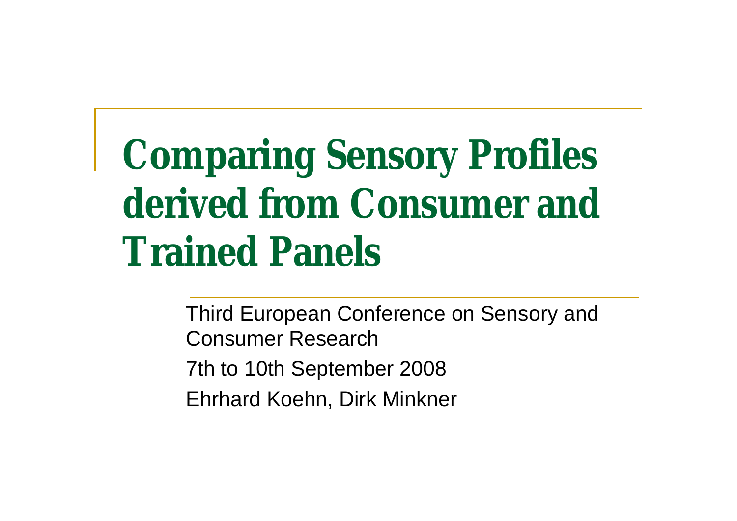# Comparing Sensory Profiles derived from Consumer and Trained Panels

Third European Conference on Sensory and Consumer Research

7th to 10th September 2008

Ehrhard Koehn, Dirk Minkner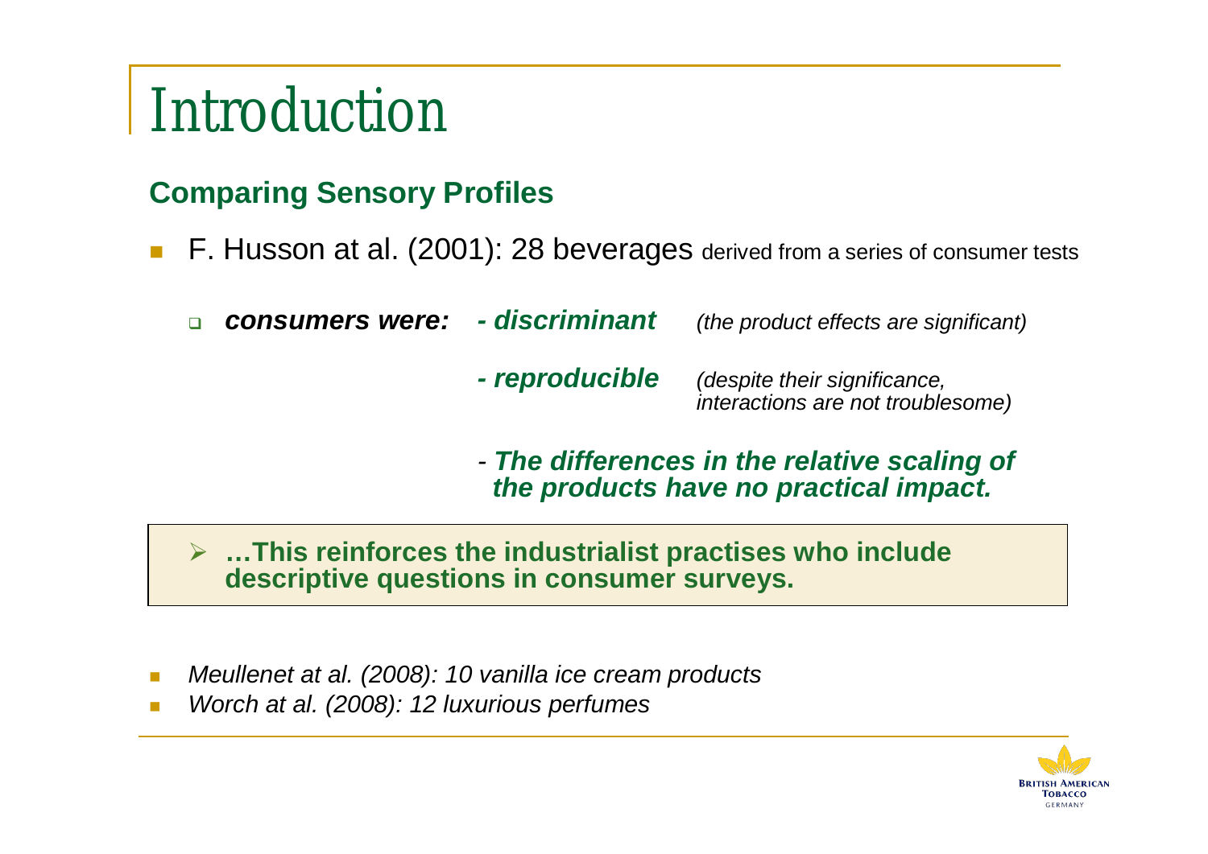# Introduction

## Comparing Sensory Profiles

- F. Husson at al. (2001): 28 beverages derived from a series of consumer tests
  - ***consumers were:*** ***- discriminant*** *(the product effects are significant)*

    ***- reproducible*** *(despite their significance, interactions are not troublesome)*

    - ***The differences in the relative scaling of the products have no practical impact.***

> **…This reinforces the industrialist practises who include descriptive questions in consumer surveys.**

- *Meullenet at al. (2008): 10 vanilla ice cream products*
- *Worch at al. (2008): 12 luxurious perfumes*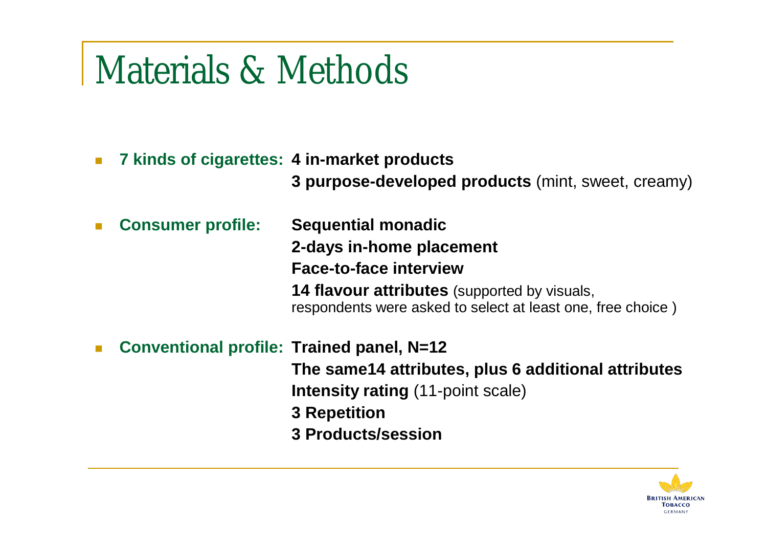# Materials & Methods

- **7 kinds of cigarettes: 4 in-market products**
  **3 purpose-developed products** (mint, sweet, creamy)

- **Consumer profile:** **Sequential monadic**
  **2-days in-home placement**
  **Face-to-face interview**
  **14 flavour attributes** (supported by visuals, respondents were asked to select at least one, free choice )

- **Conventional profile: Trained panel, N=12**
  **The same14 attributes, plus 6 additional attributes**
  **Intensity rating** (11-point scale)
  **3 Repetition**
  **3 Products/session**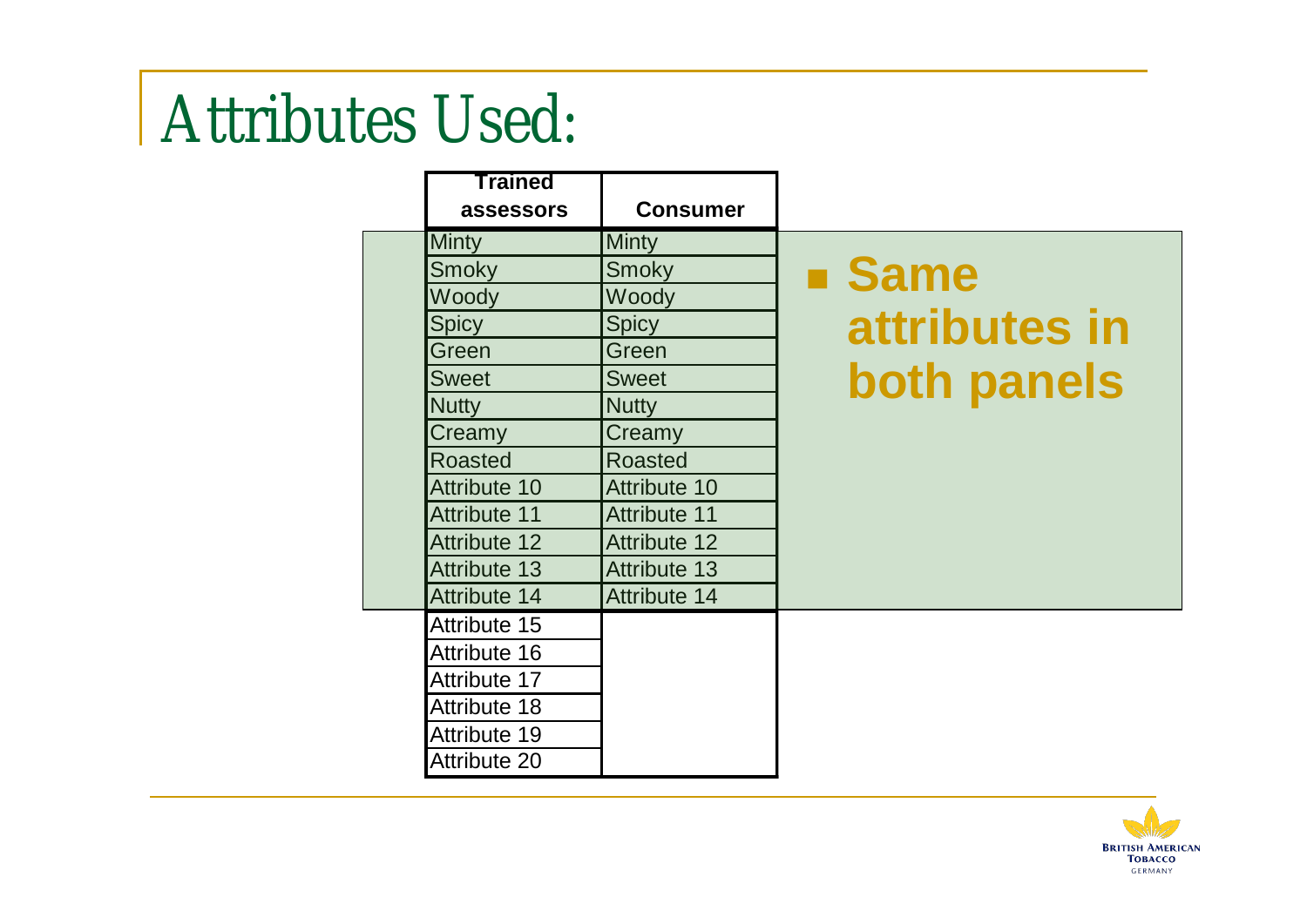# Attributes Used:

| Trained assessors | Consumer |
|---|---|
| Minty | Minty |
| Smoky | Smoky |
| Woody | Woody |
| Spicy | Spicy |
| Green | Green |
| Sweet | Sweet |
| Nutty | Nutty |
| Creamy | Creamy |
| Roasted | Roasted |
| Attribute 10 | Attribute 10 |
| Attribute 11 | Attribute 11 |
| Attribute 12 | Attribute 12 |
| Attribute 13 | Attribute 13 |
| Attribute 14 | Attribute 14 |
| Attribute 15 | |
| Attribute 16 | |
| Attribute 17 | |
| Attribute 18 | |
| Attribute 19 | |
| Attribute 20 | |

- **Same attributes in both panels**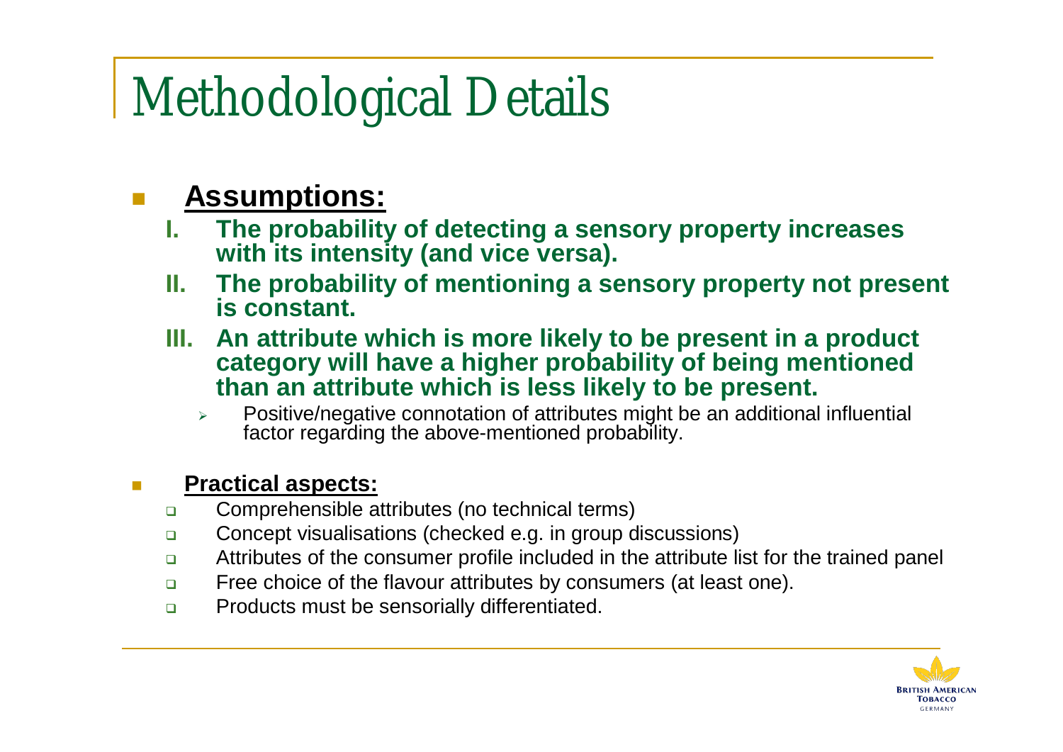# Methodological Details

- **Assumptions:**
  - **I. The probability of detecting a sensory property increases with its intensity (and vice versa).**
  - **II. The probability of mentioning a sensory property not present is constant.**
  - **III. An attribute which is more likely to be present in a product category will have a higher probability of being mentioned than an attribute which is less likely to be present.**
    - Positive/negative connotation of attributes might be an additional influential factor regarding the above-mentioned probability.

- **Practical aspects:**
  - Comprehensible attributes (no technical terms)
  - Concept visualisations (checked e.g. in group discussions)
  - Attributes of the consumer profile included in the attribute list for the trained panel
  - Free choice of the flavour attributes by consumers (at least one).
  - Products must be sensorially differentiated.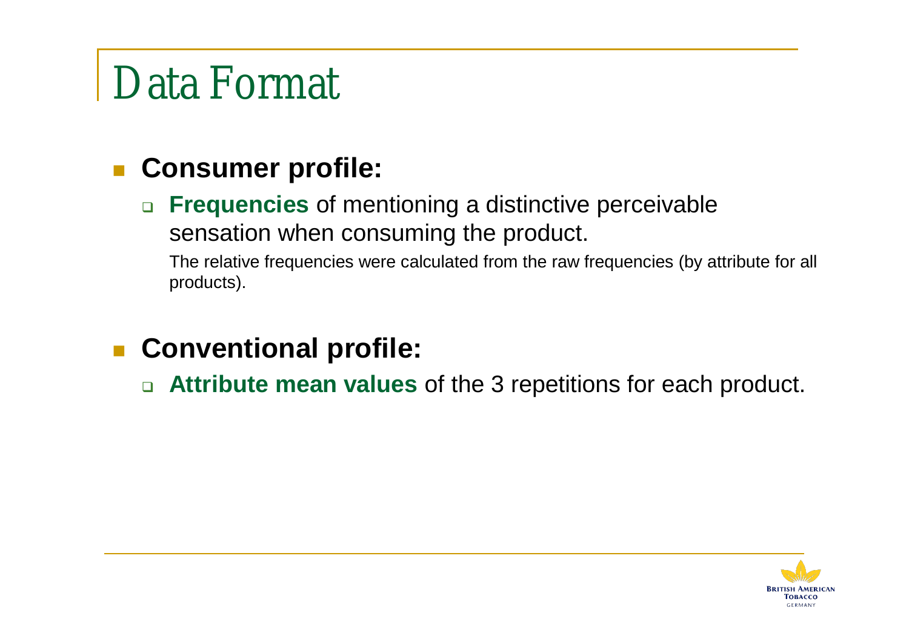# Data Format

- **Consumer profile:**
  - **Frequencies** of mentioning a distinctive perceivable sensation when consuming the product.

    The relative frequencies were calculated from the raw frequencies (by attribute for all products).

- **Conventional profile:**
  - **Attribute mean values** of the 3 repetitions for each product.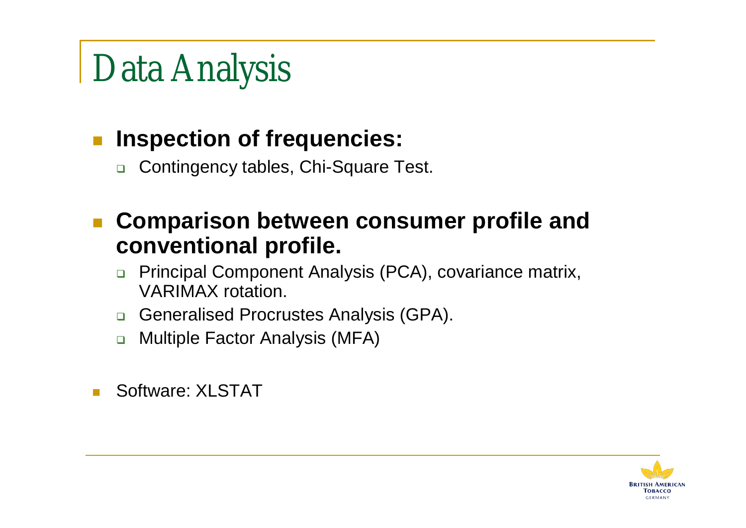# Data Analysis

- **Inspection of frequencies:**
  - Contingency tables, Chi-Square Test.
- **Comparison between consumer profile and conventional profile.**
  - Principal Component Analysis (PCA), covariance matrix, VARIMAX rotation.
  - Generalised Procrustes Analysis (GPA).
  - Multiple Factor Analysis (MFA)
- Software: XLSTAT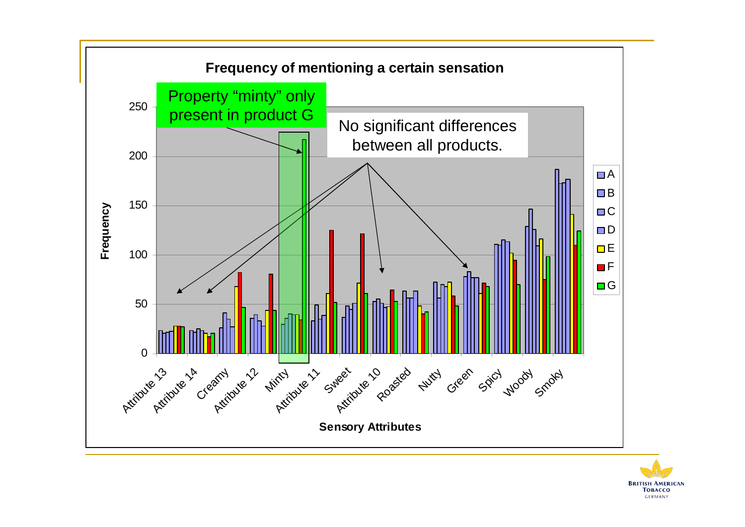**Frequency of mentioning a certain sensation**

Property "minty" only present in product G

No significant differences between all products.

Frequency: 0, 50, 100, 150, 200, 250

Sensory Attributes: Attribute 13, Attribute 14, Creamy, Attribute 12, Minty, Attribute 11, Sweet, Attribute 10, Roasted, Nutty, Green, Spicy, Woody, Smoky

Legend: A, B, C, D, E, F, G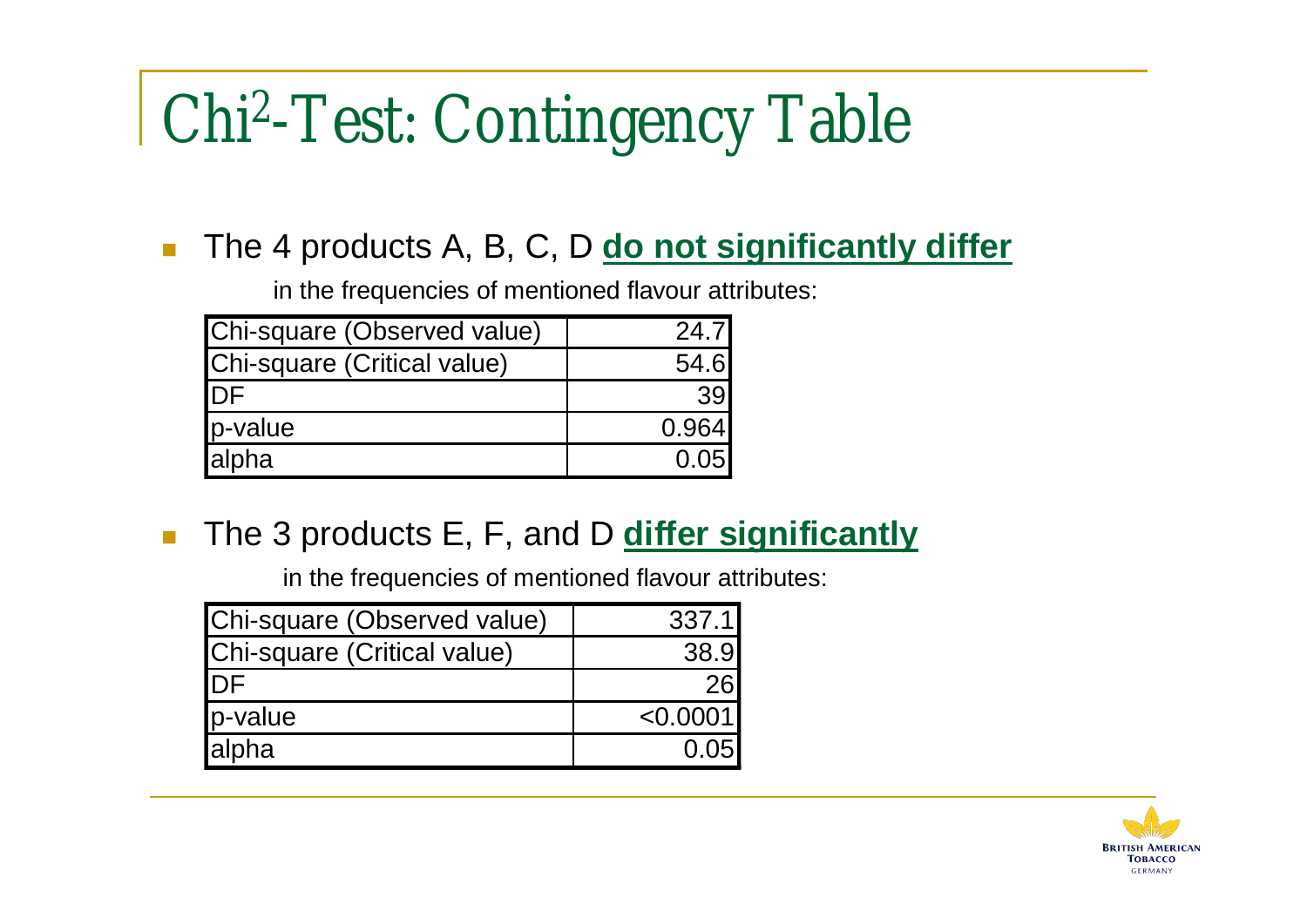# $Chi^2$-Test: Contingency Table

- The 4 products A, B, C, D **do not significantly differ**

  in the frequencies of mentioned flavour attributes:

| | |
|---|---|
| Chi-square (Observed value) | 24.7 |
| Chi-square (Critical value) | 54.6 |
| DF | 39 |
| p-value | 0.964 |
| alpha | 0.05 |

- The 3 products E, F, and D **differ significantly**

  in the frequencies of mentioned flavour attributes:

| | |
|---|---|
| Chi-square (Observed value) | 337.1 |
| Chi-square (Critical value) | 38.9 |
| DF | 26 |
| p-value | <0.0001 |
| alpha | 0.05 |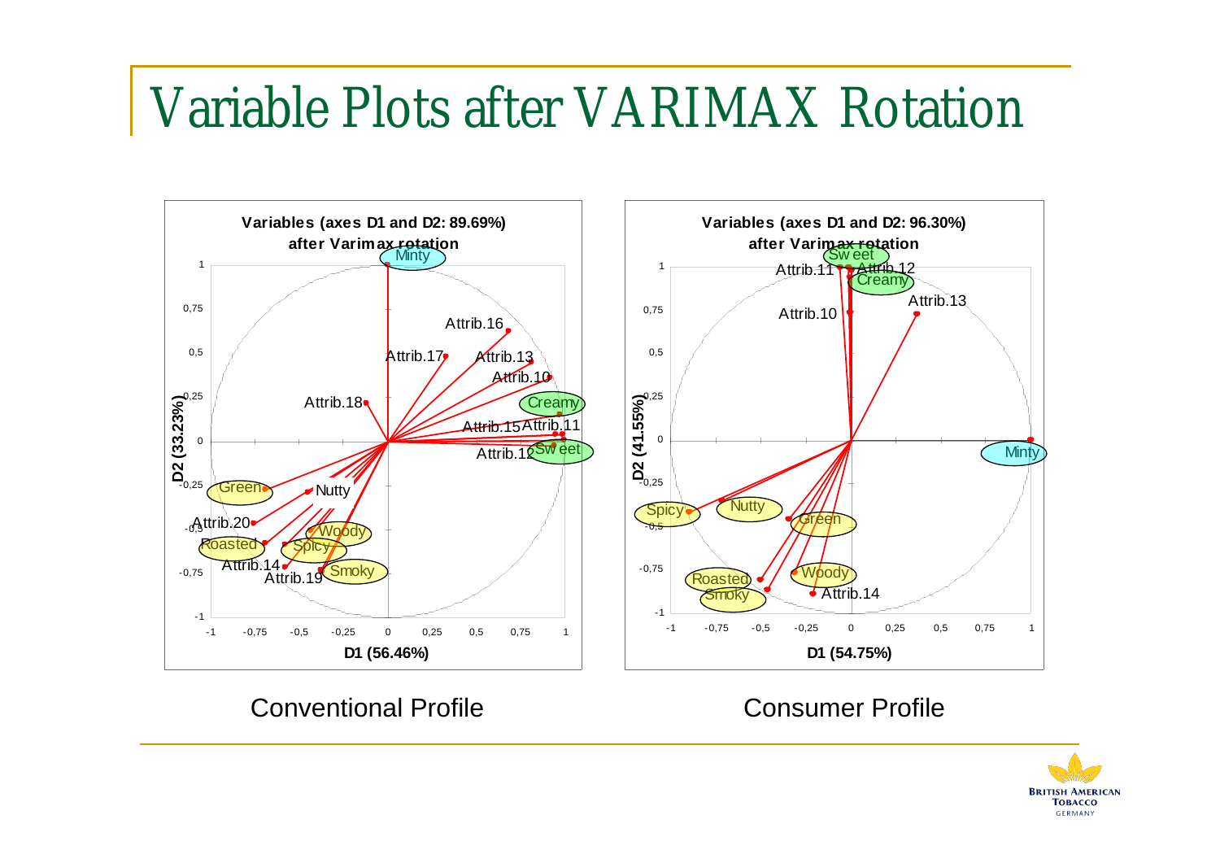# Variable Plots after VARIMAX Rotation

Conventional Profile

Consumer Profile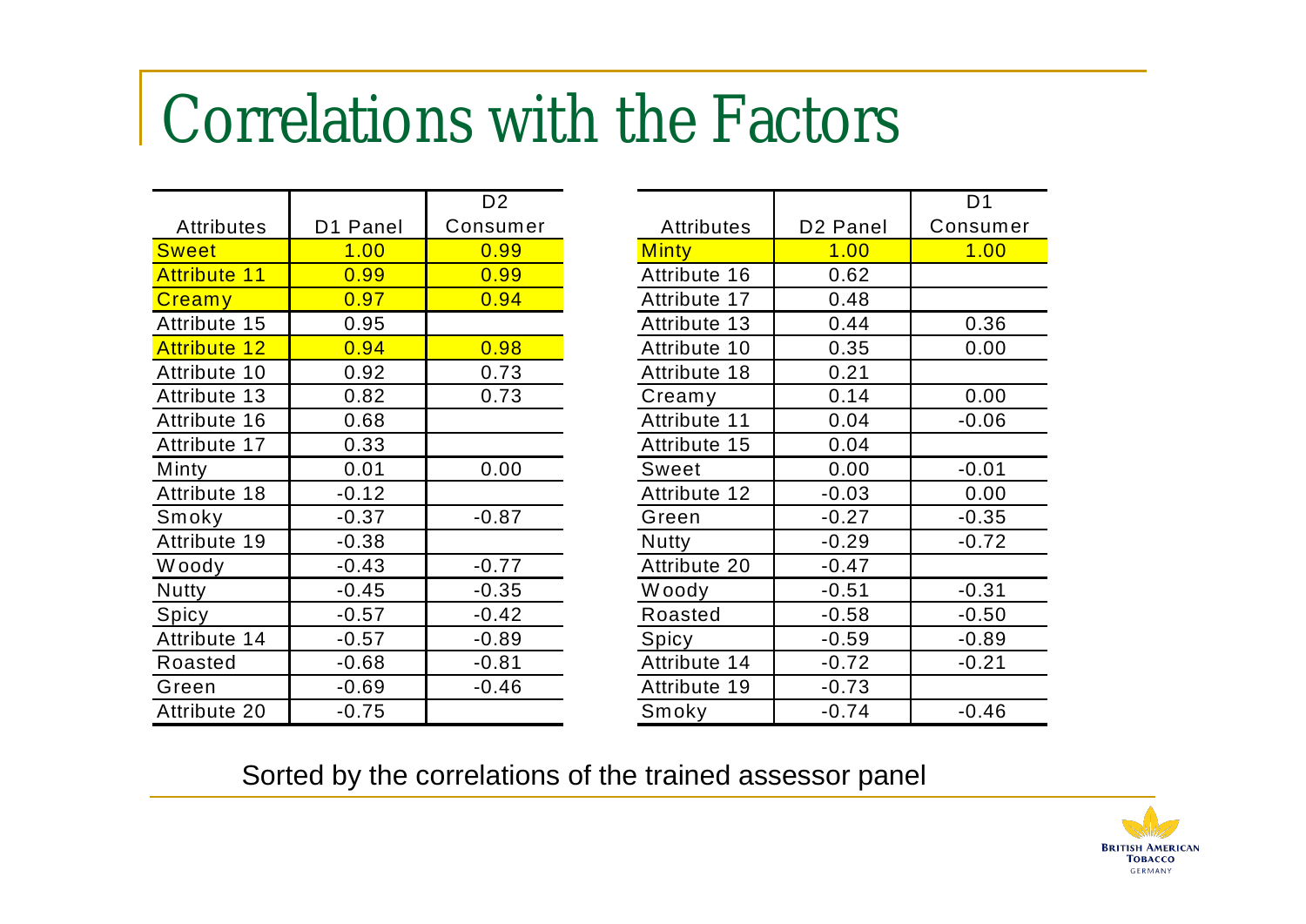# Correlations with the Factors

| Attributes | D1 Panel | D2 Consumer |
|---|---|---|
| Sweet | 1.00 | 0.99 |
| Attribute 11 | 0.99 | 0.99 |
| Creamy | 0.97 | 0.94 |
| Attribute 15 | 0.95 | |
| Attribute 12 | 0.94 | 0.98 |
| Attribute 10 | 0.92 | 0.73 |
| Attribute 13 | 0.82 | 0.73 |
| Attribute 16 | 0.68 | |
| Attribute 17 | 0.33 | |
| Minty | 0.01 | 0.00 |
| Attribute 18 | -0.12 | |
| Smoky | -0.37 | -0.87 |
| Attribute 19 | -0.38 | |
| Woody | -0.43 | -0.77 |
| Nutty | -0.45 | -0.35 |
| Spicy | -0.57 | -0.42 |
| Attribute 14 | -0.57 | -0.89 |
| Roasted | -0.68 | -0.81 |
| Green | -0.69 | -0.46 |
| Attribute 20 | -0.75 | |

| Attributes | D2 Panel | D1 Consumer |
|---|---|---|
| Minty | 1.00 | 1.00 |
| Attribute 16 | 0.62 | |
| Attribute 17 | 0.48 | |
| Attribute 13 | 0.44 | 0.36 |
| Attribute 10 | 0.35 | 0.00 |
| Attribute 18 | 0.21 | |
| Creamy | 0.14 | 0.00 |
| Attribute 11 | 0.04 | -0.06 |
| Attribute 15 | 0.04 | |
| Sweet | 0.00 | -0.01 |
| Attribute 12 | -0.03 | 0.00 |
| Green | -0.27 | -0.35 |
| Nutty | -0.29 | -0.72 |
| Attribute 20 | -0.47 | |
| Woody | -0.51 | -0.31 |
| Roasted | -0.58 | -0.50 |
| Spicy | -0.59 | -0.89 |
| Attribute 14 | -0.72 | -0.21 |
| Attribute 19 | -0.73 | |
| Smoky | -0.74 | -0.46 |

Sorted by the correlations of the trained assessor panel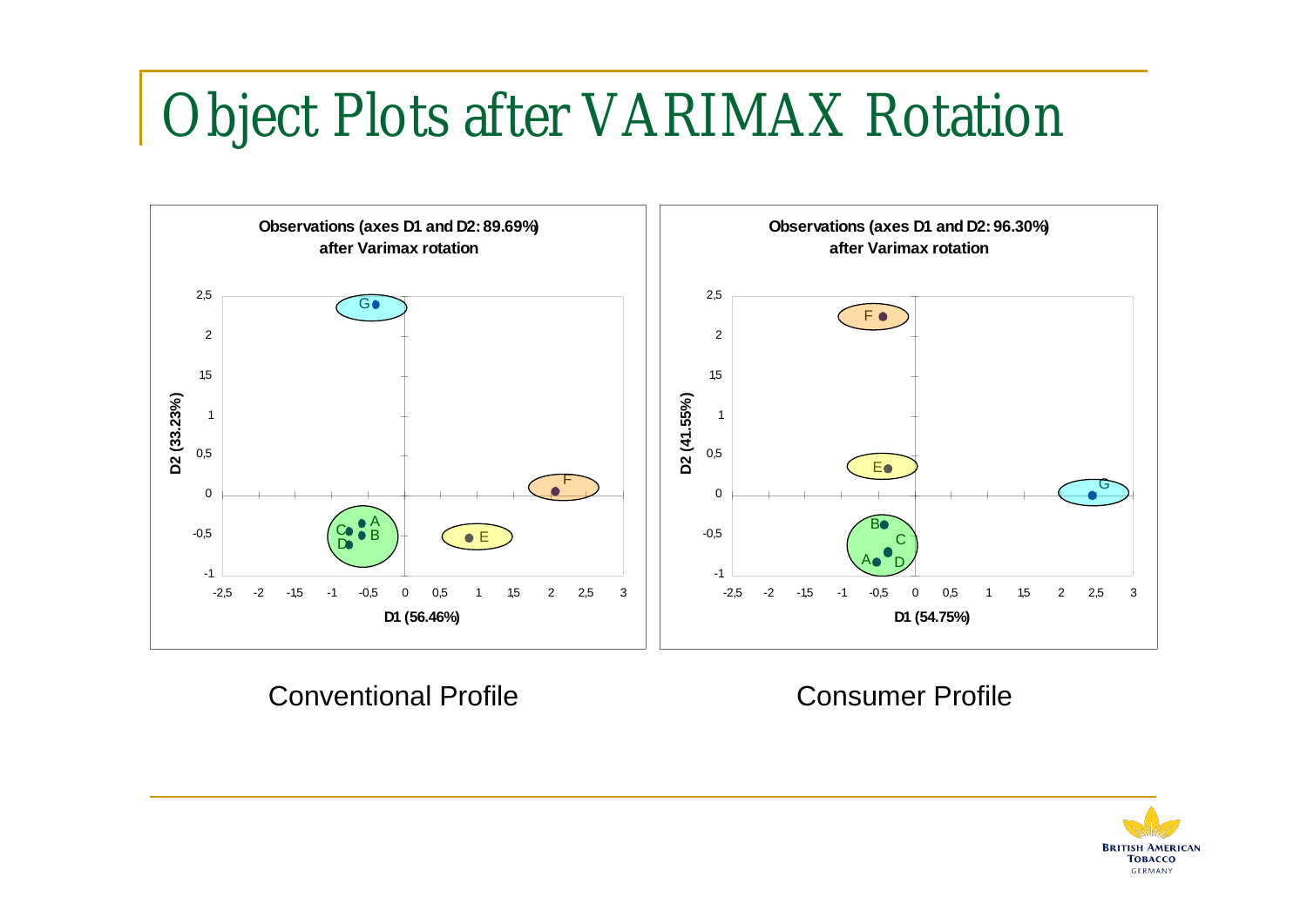# Object Plots after VARIMAX Rotation

**Observations (axes D1 and D2: 89.69%) after Varimax rotation**

D2 (33.23%)

D1 (56.46%)

Conventional Profile

**Observations (axes D1 and D2: 96.30%) after Varimax rotation**

D2 (41.55%)

D1 (54.75%)

Consumer Profile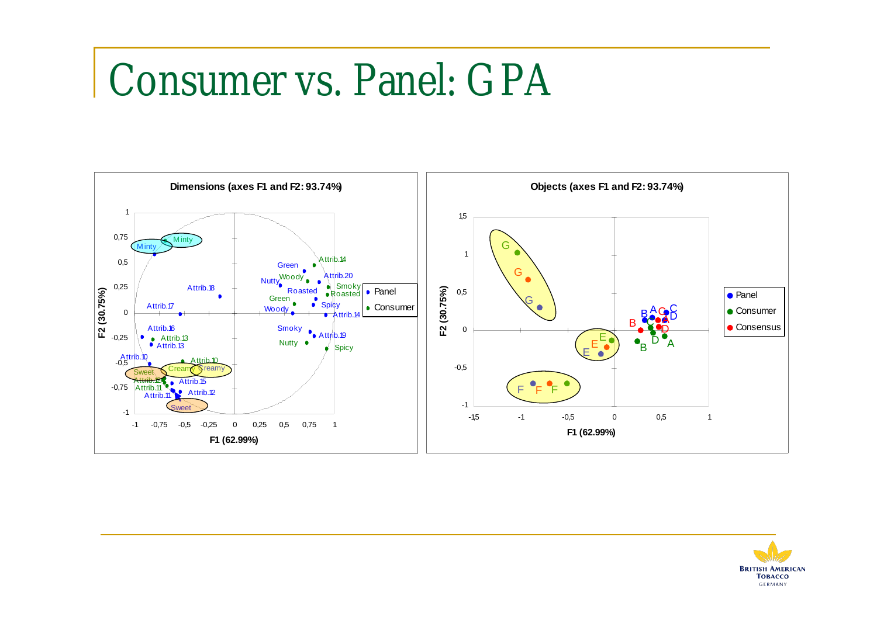# Consumer vs. Panel: GPA

**Dimensions (axes F1 and F2: 93.74%)**

**Objects (axes F1 and F2: 93.74%)**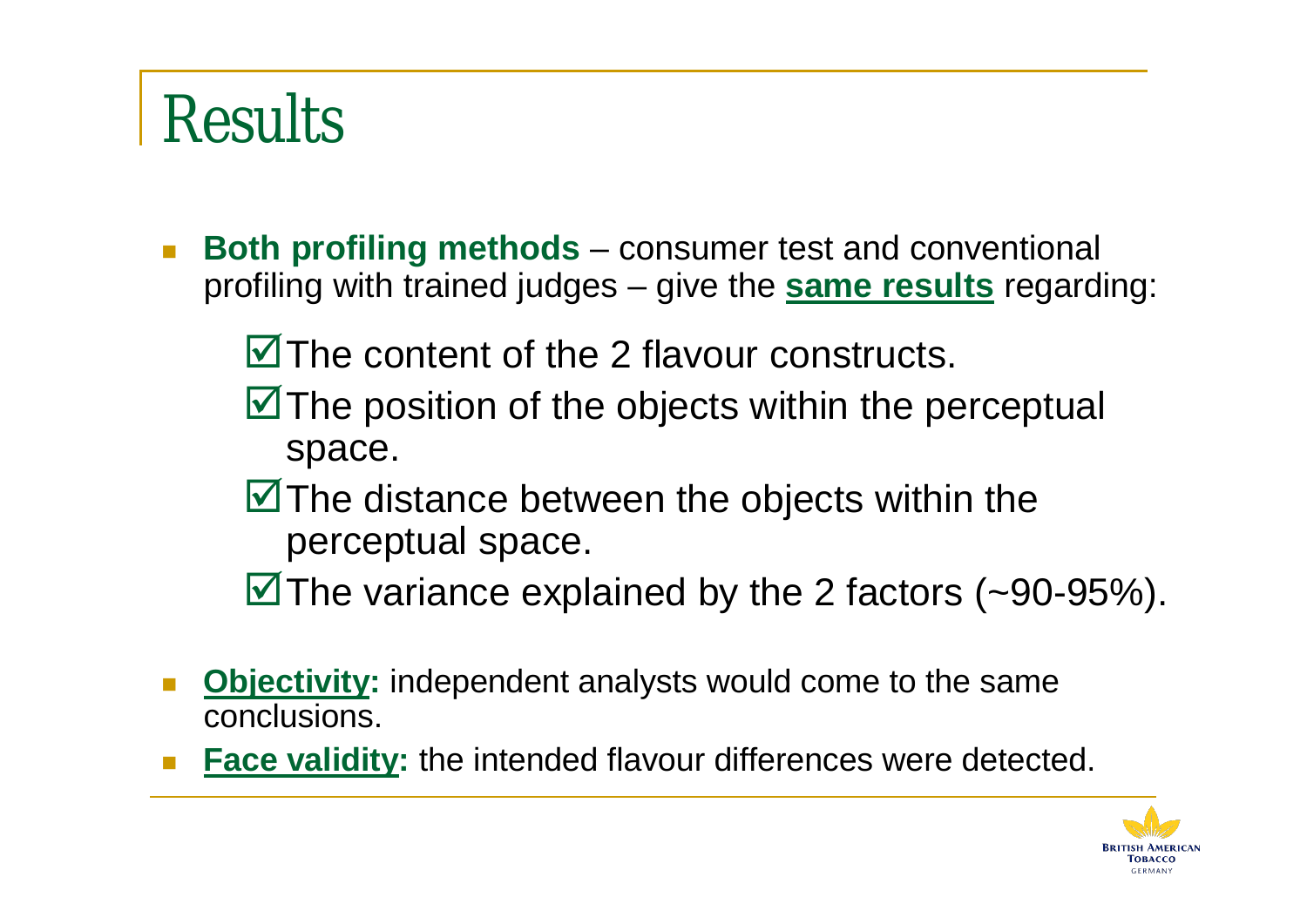# Results

- **Both profiling methods** – consumer test and conventional profiling with trained judges – give the **same results** regarding:
  - ☑ The content of the 2 flavour constructs.
  - ☑ The position of the objects within the perceptual space.
  - ☑ The distance between the objects within the perceptual space.
  - ☑ The variance explained by the 2 factors (~90-95%).
- **Objectivity:** independent analysts would come to the same conclusions.
- **Face validity:** the intended flavour differences were detected.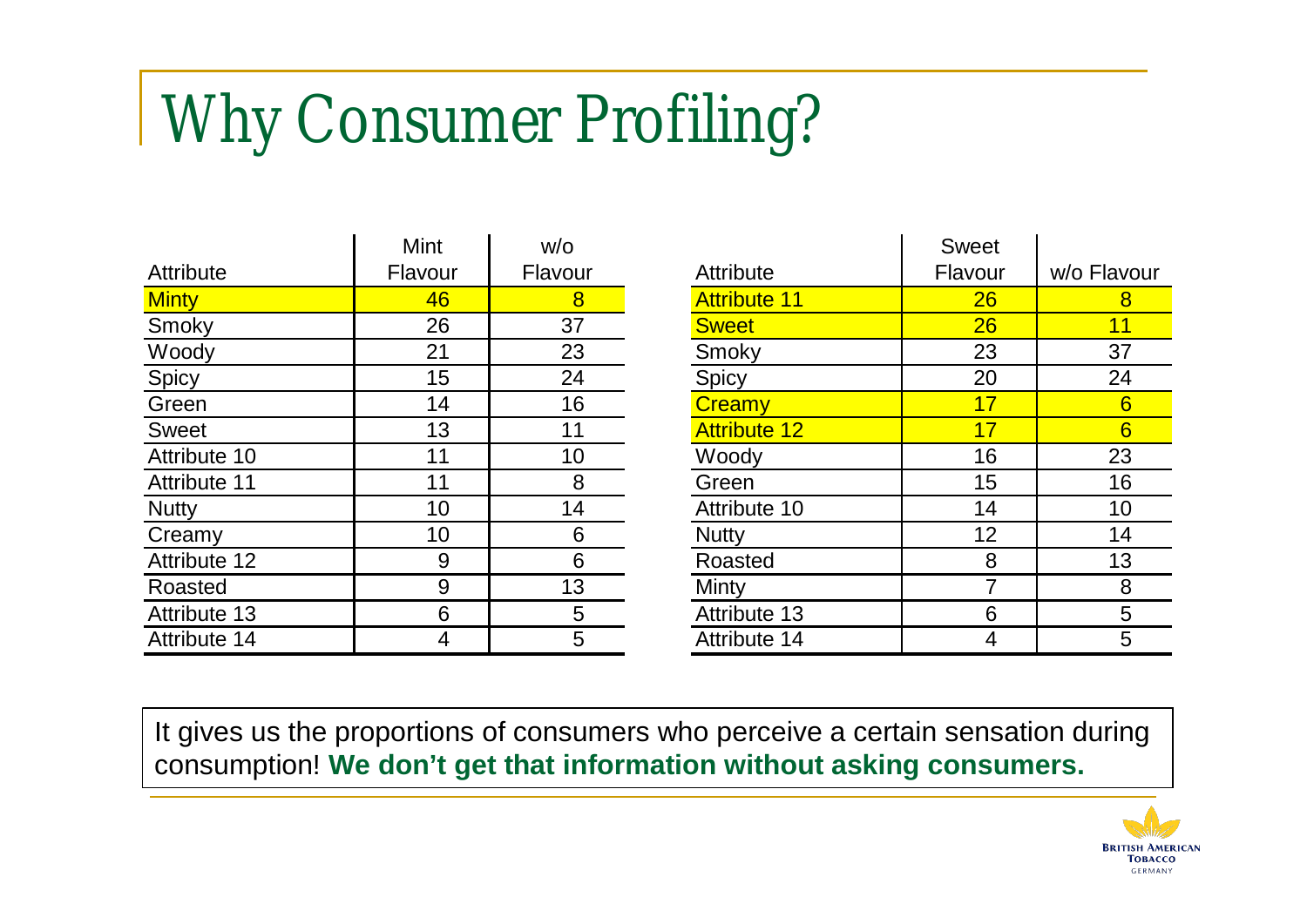# Why Consumer Profiling?

| Attribute | Mint Flavour | w/o Flavour |
|---|---|---|
| Minty | 46 | 8 |
| Smoky | 26 | 37 |
| Woody | 21 | 23 |
| Spicy | 15 | 24 |
| Green | 14 | 16 |
| Sweet | 13 | 11 |
| Attribute 10 | 11 | 10 |
| Attribute 11 | 11 | 8 |
| Nutty | 10 | 14 |
| Creamy | 10 | 6 |
| Attribute 12 | 9 | 6 |
| Roasted | 9 | 13 |
| Attribute 13 | 6 | 5 |
| Attribute 14 | 4 | 5 |

| Attribute | Sweet Flavour | w/o Flavour |
|---|---|---|
| Attribute 11 | 26 | 8 |
| Sweet | 26 | 11 |
| Smoky | 23 | 37 |
| Spicy | 20 | 24 |
| Creamy | 17 | 6 |
| Attribute 12 | 17 | 6 |
| Woody | 16 | 23 |
| Green | 15 | 16 |
| Attribute 10 | 14 | 10 |
| Nutty | 12 | 14 |
| Roasted | 8 | 13 |
| Minty | 7 | 8 |
| Attribute 13 | 6 | 5 |
| Attribute 14 | 4 | 5 |

It gives us the proportions of consumers who perceive a certain sensation during consumption! **We don't get that information without asking consumers.**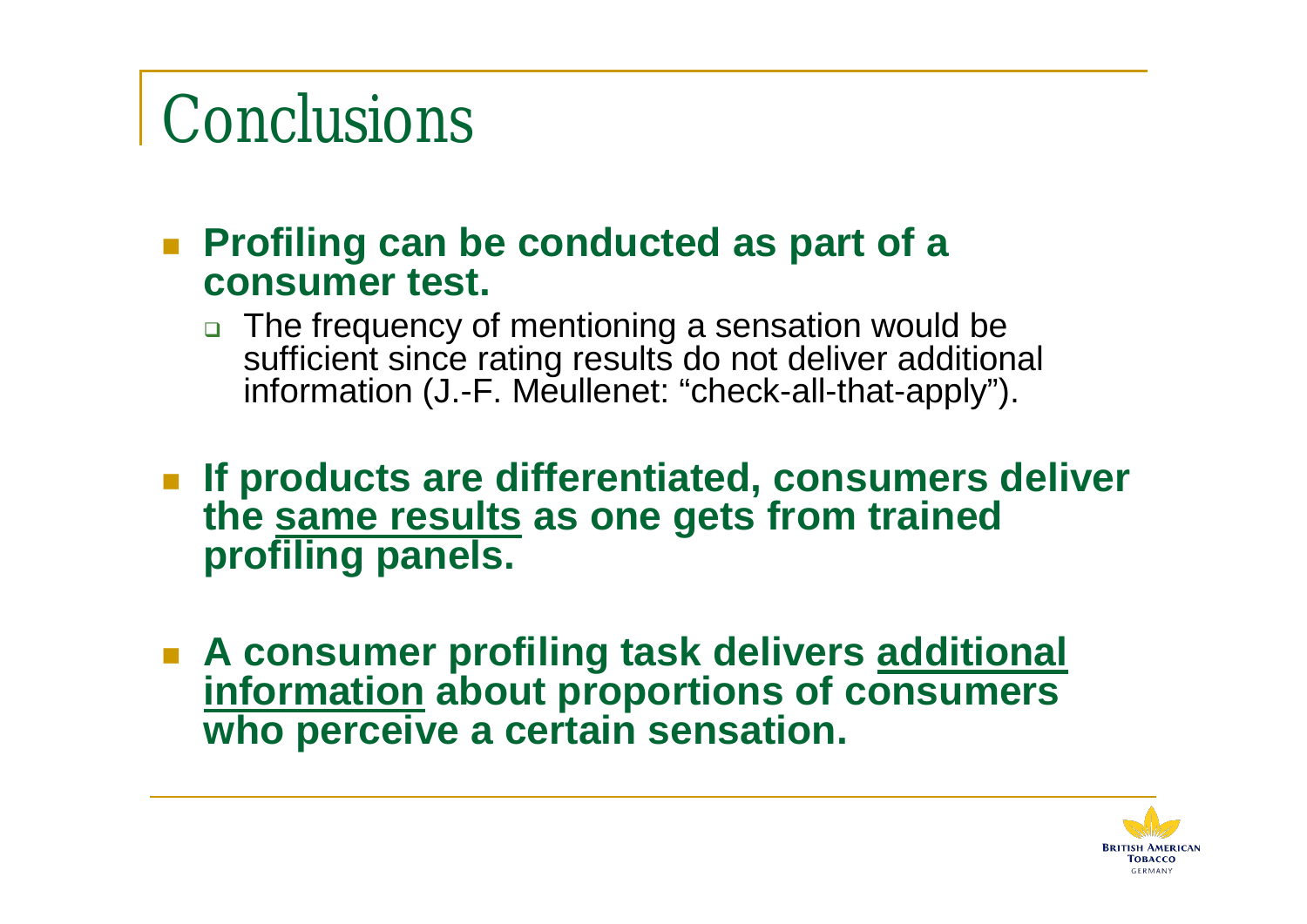# Conclusions

- **Profiling can be conducted as part of a consumer test.**
  - The frequency of mentioning a sensation would be sufficient since rating results do not deliver additional information (J.-F. Meullenet: "check-all-that-apply").

- **If products are differentiated, consumers deliver the <u>same results</u> as one gets from trained profiling panels.**

- **A consumer profiling task delivers <u>additional information</u> about proportions of consumers who perceive a certain sensation.**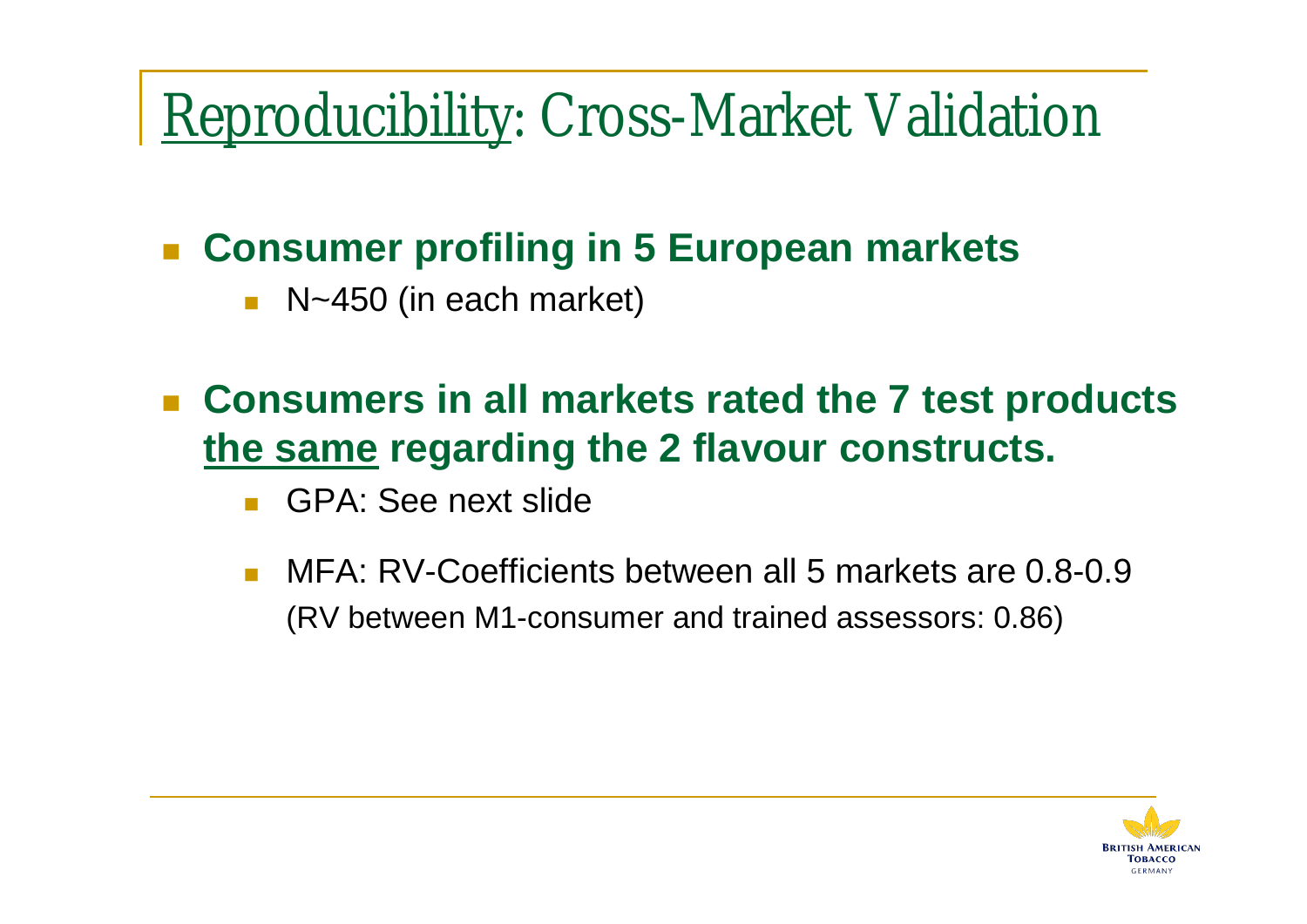# <u>Reproducibility</u>: Cross-Market Validation

- **Consumer profiling in 5 European markets**
  - N~450 (in each market)
- **Consumers in all markets rated the 7 test products <u>the same</u> regarding the 2 flavour constructs.**
  - GPA: See next slide
  - MFA: RV-Coefficients between all 5 markets are 0.8-0.9
    (RV between M1-consumer and trained assessors: 0.86)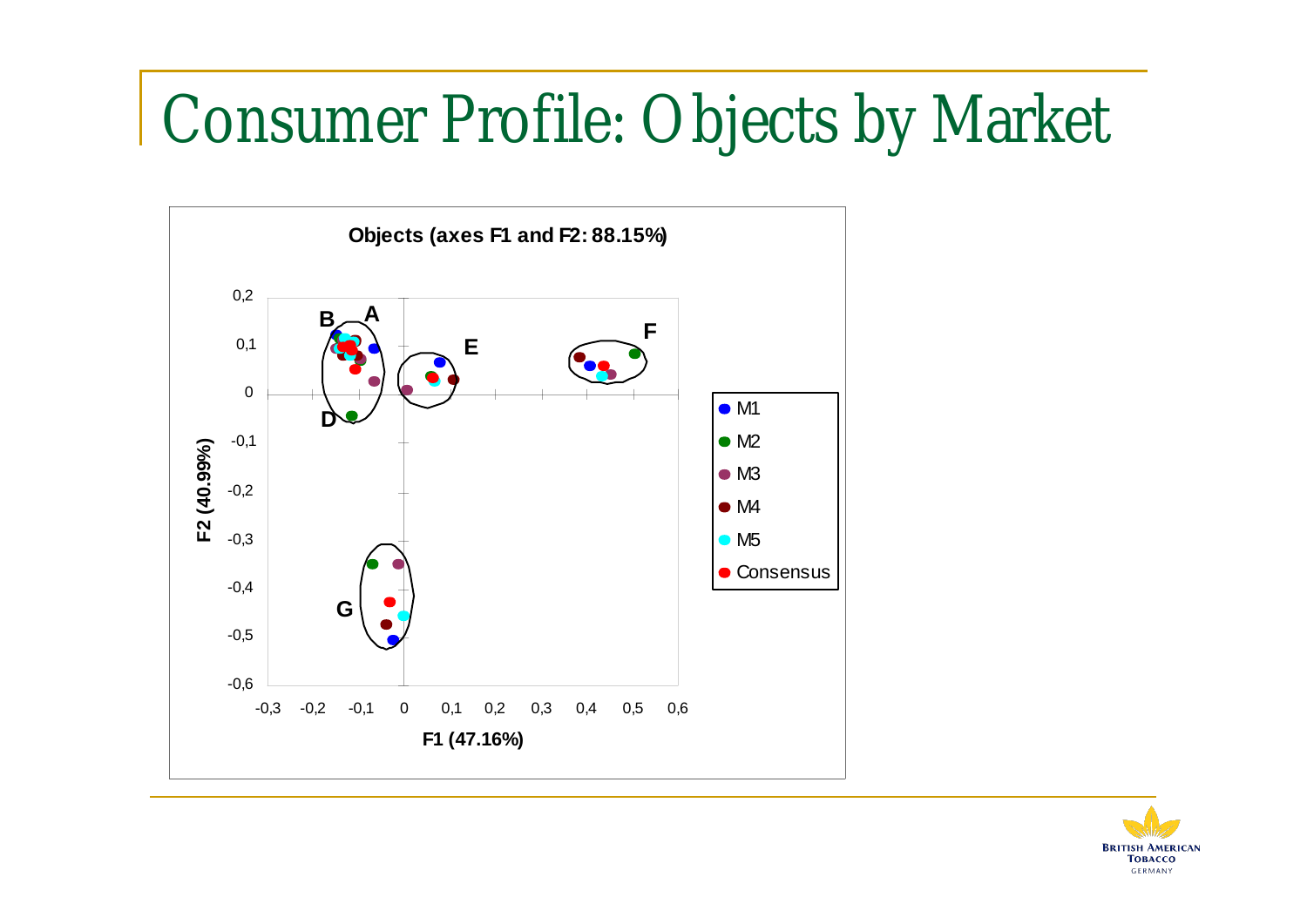# Consumer Profile: Objects by Market

**Objects (axes F1 and F2: 88.15%)**

F2 (40.99%)

F1 (47.16%)

Legend: M1, M2, M3, M4, M5, Consensus

Groups: A, B, D, E, F, G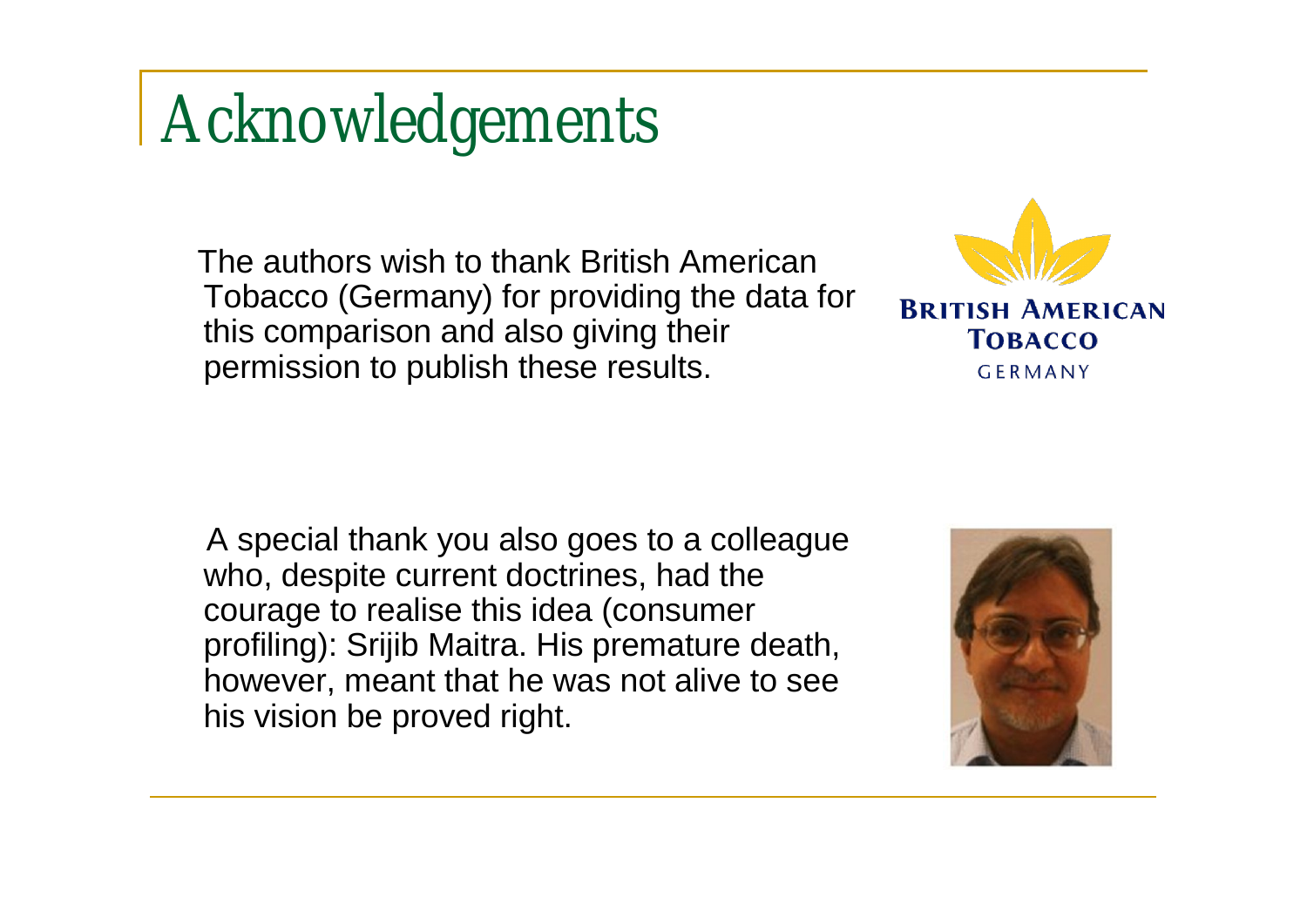# Acknowledgements

The authors wish to thank British American Tobacco (Germany) for providing the data for this comparison and also giving their permission to publish these results.

A special thank you also goes to a colleague who, despite current doctrines, had the courage to realise this idea (consumer profiling): Srijib Maitra. His premature death, however, meant that he was not alive to see his vision be proved right.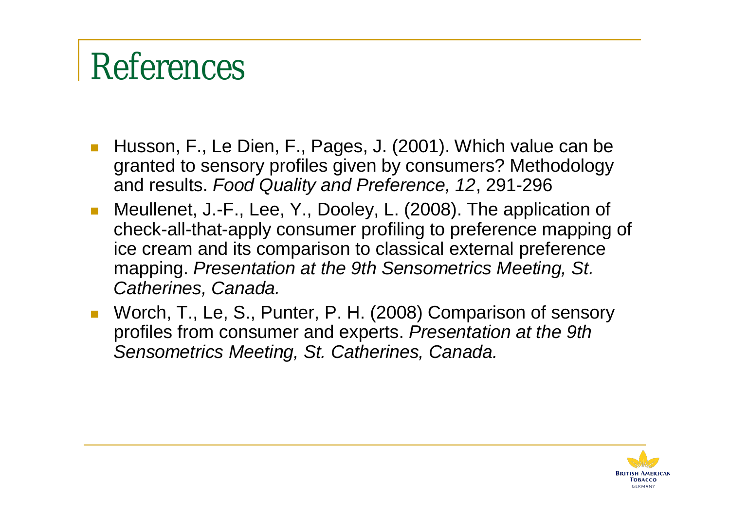# References

- Husson, F., Le Dien, F., Pages, J. (2001). Which value can be granted to sensory profiles given by consumers? Methodology and results. *Food Quality and Preference, 12*, 291-296
- Meullenet, J.-F., Lee, Y., Dooley, L. (2008). The application of check-all-that-apply consumer profiling to preference mapping of ice cream and its comparison to classical external preference mapping. *Presentation at the 9th Sensometrics Meeting, St. Catherines, Canada.*
- Worch, T., Le, S., Punter, P. H. (2008) Comparison of sensory profiles from consumer and experts. *Presentation at the 9th Sensometrics Meeting, St. Catherines, Canada.*